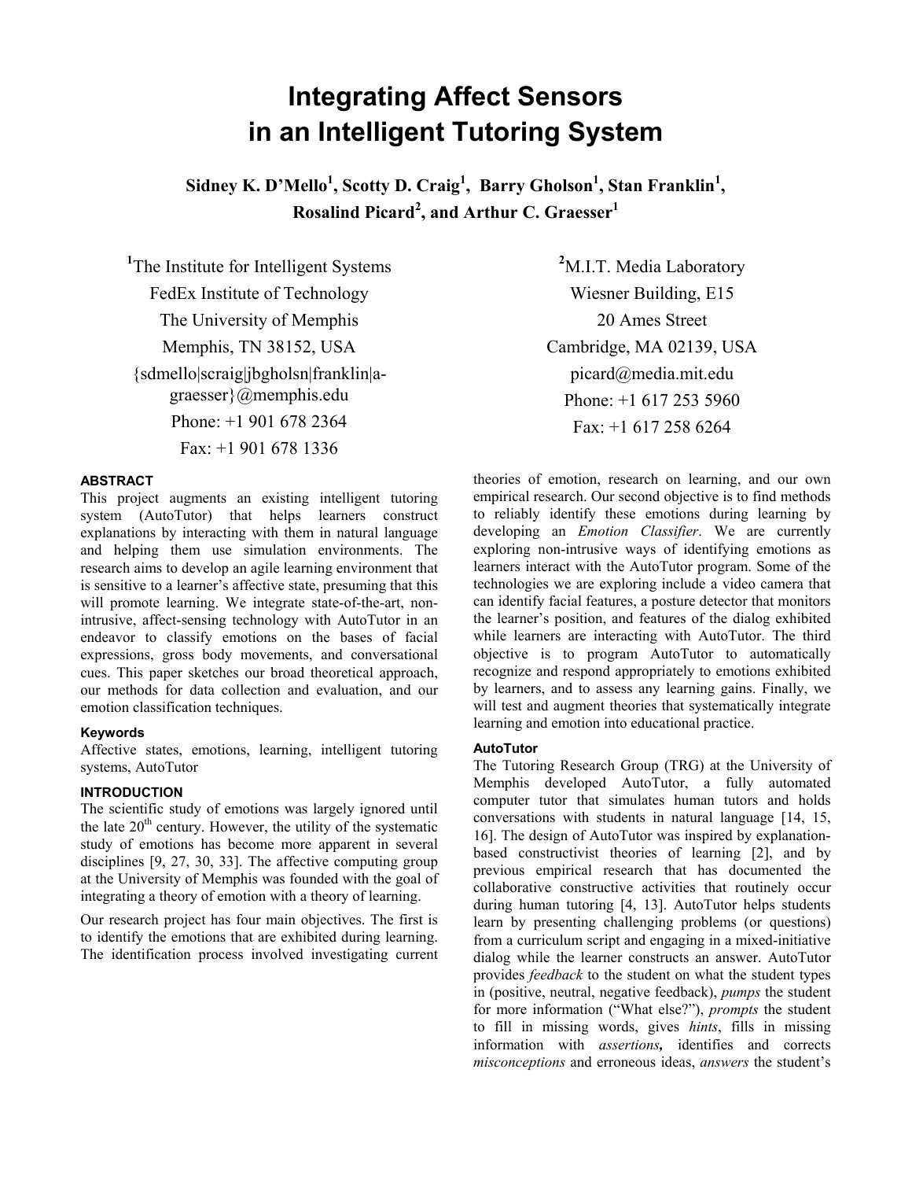# Integrating Affect Sensors in an Intelligent Tutoring System

**Sidney K. D'Mello[1], Scotty D. Craig[1], Barry Gholson[1], Stan Franklin[1], Rosalind Picard[2], and Arthur C. Graesser[1]**

[1]The Institute for Intelligent Systems
FedEx Institute of Technology
The University of Memphis
Memphis, TN 38152, USA
{sdmello|scraig|jbgholsn|franklin|a-graesser}@memphis.edu
Phone: +1 901 678 2364
Fax: +1 901 678 1336

[2]M.I.T. Media Laboratory
Wiesner Building, E15
20 Ames Street
Cambridge, MA 02139, USA
picard@media.mit.edu
Phone: +1 617 253 5960
Fax: +1 617 258 6264

### ABSTRACT

This project augments an existing intelligent tutoring system (AutoTutor) that helps learners construct explanations by interacting with them in natural language and helping them use simulation environments. The research aims to develop an agile learning environment that is sensitive to a learner's affective state, presuming that this will promote learning. We integrate state-of-the-art, non-intrusive, affect-sensing technology with AutoTutor in an endeavor to classify emotions on the bases of facial expressions, gross body movements, and conversational cues. This paper sketches our broad theoretical approach, our methods for data collection and evaluation, and our emotion classification techniques.

### Keywords

Affective states, emotions, learning, intelligent tutoring systems, AutoTutor

### INTRODUCTION

The scientific study of emotions was largely ignored until the late 20th century. However, the utility of the systematic study of emotions has become more apparent in several disciplines [9, 27, 30, 33]. The affective computing group at the University of Memphis was founded with the goal of integrating a theory of emotion with a theory of learning.

Our research project has four main objectives. The first is to identify the emotions that are exhibited during learning. The identification process involved investigating current theories of emotion, research on learning, and our own empirical research. Our second objective is to find methods to reliably identify these emotions during learning by developing an *Emotion Classifier*. We are currently exploring non-intrusive ways of identifying emotions as learners interact with the AutoTutor program. Some of the technologies we are exploring include a video camera that can identify facial features, a posture detector that monitors the learner's position, and features of the dialog exhibited while learners are interacting with AutoTutor. The third objective is to program AutoTutor to automatically recognize and respond appropriately to emotions exhibited by learners, and to assess any learning gains. Finally, we will test and augment theories that systematically integrate learning and emotion into educational practice.

### AutoTutor

The Tutoring Research Group (TRG) at the University of Memphis developed AutoTutor, a fully automated computer tutor that simulates human tutors and holds conversations with students in natural language [14, 15, 16]. The design of AutoTutor was inspired by explanation-based constructivist theories of learning [2], and by previous empirical research that has documented the collaborative constructive activities that routinely occur during human tutoring [4, 13]. AutoTutor helps students learn by presenting challenging problems (or questions) from a curriculum script and engaging in a mixed-initiative dialog while the learner constructs an answer. AutoTutor provides *feedback* to the student on what the student types in (positive, neutral, negative feedback), *pumps* the student for more information ("What else?"), *prompts* the student to fill in missing words, gives *hints*, fills in missing information with *assertions***,** identifies and corrects *misconceptions* and erroneous ideas, *answers* the student's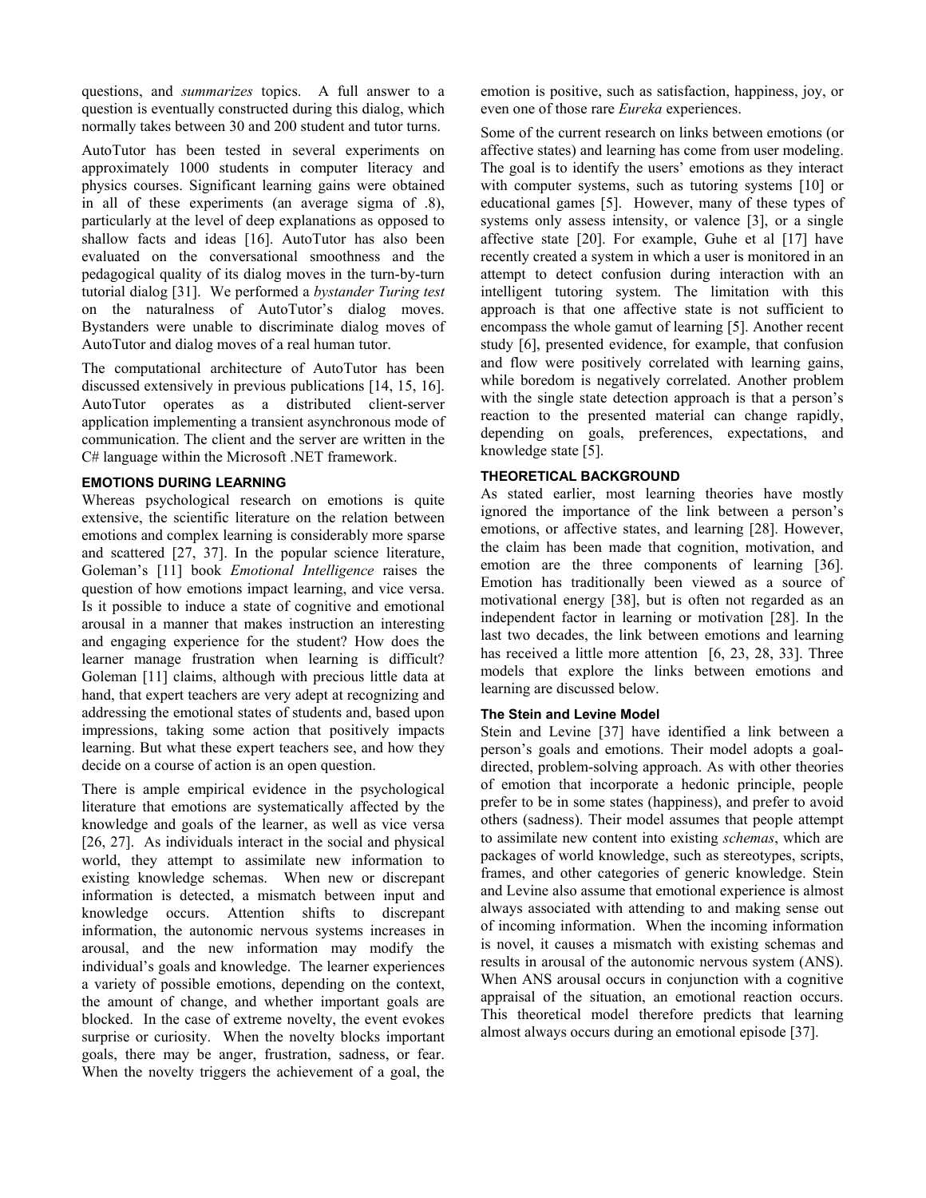questions, and *summarizes* topics. A full answer to a question is eventually constructed during this dialog, which normally takes between 30 and 200 student and tutor turns.

AutoTutor has been tested in several experiments on approximately 1000 students in computer literacy and physics courses. Significant learning gains were obtained in all of these experiments (an average sigma of .8), particularly at the level of deep explanations as opposed to shallow facts and ideas [16]. AutoTutor has also been evaluated on the conversational smoothness and the pedagogical quality of its dialog moves in the turn-by-turn tutorial dialog [31]. We performed a *bystander Turing test* on the naturalness of AutoTutor's dialog moves. Bystanders were unable to discriminate dialog moves of AutoTutor and dialog moves of a real human tutor.

The computational architecture of AutoTutor has been discussed extensively in previous publications [14, 15, 16]. AutoTutor operates as a distributed client-server application implementing a transient asynchronous mode of communication. The client and the server are written in the C# language within the Microsoft .NET framework.

## EMOTIONS DURING LEARNING

Whereas psychological research on emotions is quite extensive, the scientific literature on the relation between emotions and complex learning is considerably more sparse and scattered [27, 37]. In the popular science literature, Goleman's [11] book *Emotional Intelligence* raises the question of how emotions impact learning, and vice versa. Is it possible to induce a state of cognitive and emotional arousal in a manner that makes instruction an interesting and engaging experience for the student? How does the learner manage frustration when learning is difficult? Goleman [11] claims, although with precious little data at hand, that expert teachers are very adept at recognizing and addressing the emotional states of students and, based upon impressions, taking some action that positively impacts learning. But what these expert teachers see, and how they decide on a course of action is an open question.

There is ample empirical evidence in the psychological literature that emotions are systematically affected by the knowledge and goals of the learner, as well as vice versa [26, 27]. As individuals interact in the social and physical world, they attempt to assimilate new information to existing knowledge schemas. When new or discrepant information is detected, a mismatch between input and knowledge occurs. Attention shifts to discrepant information, the autonomic nervous systems increases in arousal, and the new information may modify the individual's goals and knowledge. The learner experiences a variety of possible emotions, depending on the context, the amount of change, and whether important goals are blocked. In the case of extreme novelty, the event evokes surprise or curiosity. When the novelty blocks important goals, there may be anger, frustration, sadness, or fear. When the novelty triggers the achievement of a goal, the emotion is positive, such as satisfaction, happiness, joy, or even one of those rare *Eureka* experiences.

Some of the current research on links between emotions (or affective states) and learning has come from user modeling. The goal is to identify the users' emotions as they interact with computer systems, such as tutoring systems [10] or educational games [5]. However, many of these types of systems only assess intensity, or valence [3], or a single affective state [20]. For example, Guhe et al [17] have recently created a system in which a user is monitored in an attempt to detect confusion during interaction with an intelligent tutoring system. The limitation with this approach is that one affective state is not sufficient to encompass the whole gamut of learning [5]. Another recent study [6], presented evidence, for example, that confusion and flow were positively correlated with learning gains, while boredom is negatively correlated. Another problem with the single state detection approach is that a person's reaction to the presented material can change rapidly, depending on goals, preferences, expectations, and knowledge state [5].

## THEORETICAL BACKGROUND

As stated earlier, most learning theories have mostly ignored the importance of the link between a person's emotions, or affective states, and learning [28]. However, the claim has been made that cognition, motivation, and emotion are the three components of learning [36]. Emotion has traditionally been viewed as a source of motivational energy [38], but is often not regarded as an independent factor in learning or motivation [28]. In the last two decades, the link between emotions and learning has received a little more attention [6, 23, 28, 33]. Three models that explore the links between emotions and learning are discussed below.

### The Stein and Levine Model

Stein and Levine [37] have identified a link between a person's goals and emotions. Their model adopts a goal-directed, problem-solving approach. As with other theories of emotion that incorporate a hedonic principle, people prefer to be in some states (happiness), and prefer to avoid others (sadness). Their model assumes that people attempt to assimilate new content into existing *schemas*, which are packages of world knowledge, such as stereotypes, scripts, frames, and other categories of generic knowledge. Stein and Levine also assume that emotional experience is almost always associated with attending to and making sense out of incoming information. When the incoming information is novel, it causes a mismatch with existing schemas and results in arousal of the autonomic nervous system (ANS). When ANS arousal occurs in conjunction with a cognitive appraisal of the situation, an emotional reaction occurs. This theoretical model therefore predicts that learning almost always occurs during an emotional episode [37].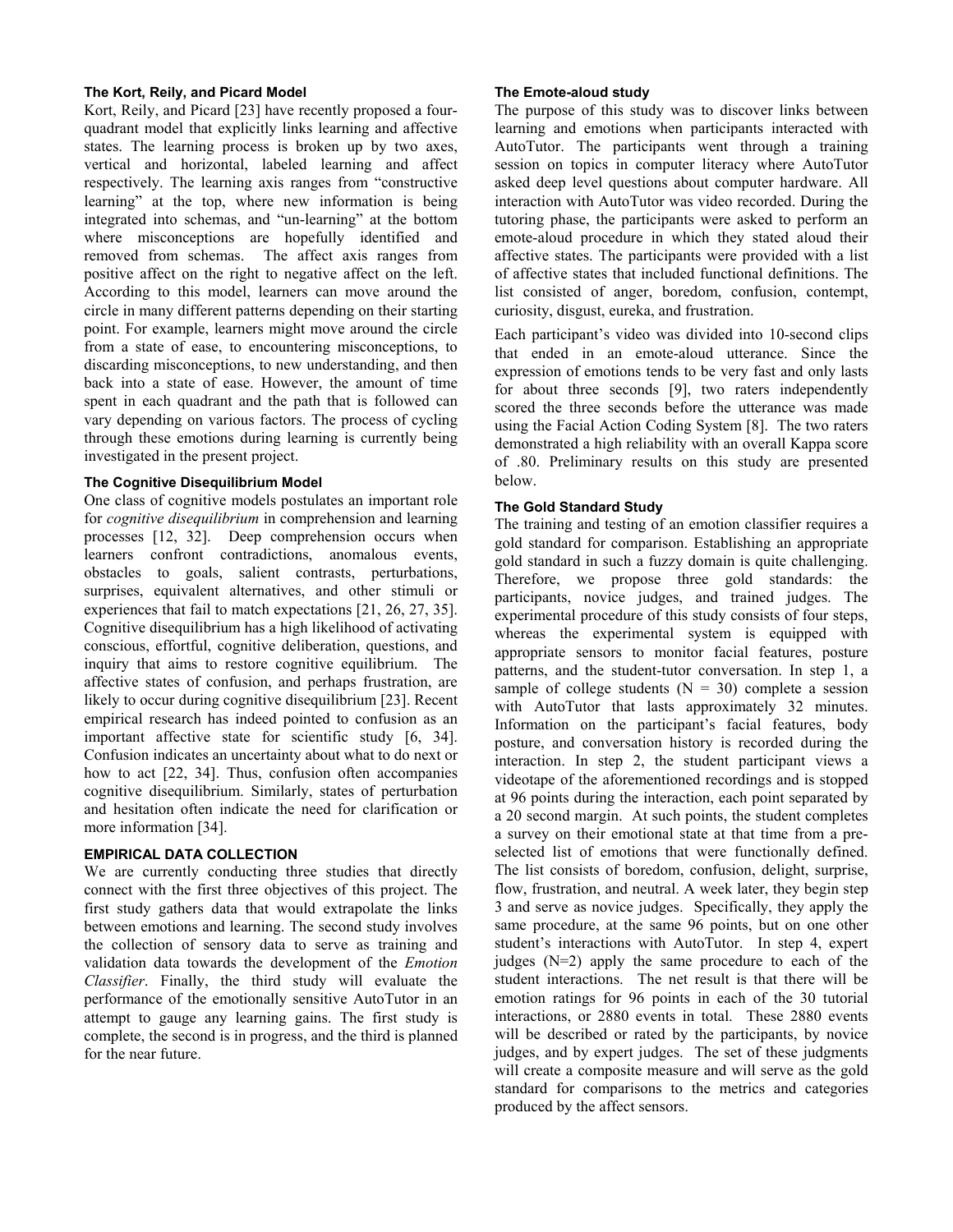### The Kort, Reily, and Picard Model

Kort, Reily, and Picard [23] have recently proposed a four-quadrant model that explicitly links learning and affective states. The learning process is broken up by two axes, vertical and horizontal, labeled learning and affect respectively. The learning axis ranges from "constructive learning" at the top, where new information is being integrated into schemas, and "un-learning" at the bottom where misconceptions are hopefully identified and removed from schemas. The affect axis ranges from positive affect on the right to negative affect on the left. According to this model, learners can move around the circle in many different patterns depending on their starting point. For example, learners might move around the circle from a state of ease, to encountering misconceptions, to discarding misconceptions, to new understanding, and then back into a state of ease. However, the amount of time spent in each quadrant and the path that is followed can vary depending on various factors. The process of cycling through these emotions during learning is currently being investigated in the present project.

### The Cognitive Disequilibrium Model

One class of cognitive models postulates an important role for *cognitive disequilibrium* in comprehension and learning processes [12, 32]. Deep comprehension occurs when learners confront contradictions, anomalous events, obstacles to goals, salient contrasts, perturbations, surprises, equivalent alternatives, and other stimuli or experiences that fail to match expectations [21, 26, 27, 35]. Cognitive disequilibrium has a high likelihood of activating conscious, effortful, cognitive deliberation, questions, and inquiry that aims to restore cognitive equilibrium. The affective states of confusion, and perhaps frustration, are likely to occur during cognitive disequilibrium [23]. Recent empirical research has indeed pointed to confusion as an important affective state for scientific study [6, 34]. Confusion indicates an uncertainty about what to do next or how to act [22, 34]. Thus, confusion often accompanies cognitive disequilibrium. Similarly, states of perturbation and hesitation often indicate the need for clarification or more information [34].

## EMPIRICAL DATA COLLECTION

We are currently conducting three studies that directly connect with the first three objectives of this project. The first study gathers data that would extrapolate the links between emotions and learning. The second study involves the collection of sensory data to serve as training and validation data towards the development of the *Emotion Classifier*. Finally, the third study will evaluate the performance of the emotionally sensitive AutoTutor in an attempt to gauge any learning gains. The first study is complete, the second is in progress, and the third is planned for the near future.

### The Emote-aloud study

The purpose of this study was to discover links between learning and emotions when participants interacted with AutoTutor. The participants went through a training session on topics in computer literacy where AutoTutor asked deep level questions about computer hardware. All interaction with AutoTutor was video recorded. During the tutoring phase, the participants were asked to perform an emote-aloud procedure in which they stated aloud their affective states. The participants were provided with a list of affective states that included functional definitions. The list consisted of anger, boredom, confusion, contempt, curiosity, disgust, eureka, and frustration.

Each participant's video was divided into 10-second clips that ended in an emote-aloud utterance. Since the expression of emotions tends to be very fast and only lasts for about three seconds [9], two raters independently scored the three seconds before the utterance was made using the Facial Action Coding System [8]. The two raters demonstrated a high reliability with an overall Kappa score of .80. Preliminary results on this study are presented below.

### The Gold Standard Study

The training and testing of an emotion classifier requires a gold standard for comparison. Establishing an appropriate gold standard in such a fuzzy domain is quite challenging. Therefore, we propose three gold standards: the participants, novice judges, and trained judges. The experimental procedure of this study consists of four steps, whereas the experimental system is equipped with appropriate sensors to monitor facial features, posture patterns, and the student-tutor conversation. In step 1, a sample of college students (N = 30) complete a session with AutoTutor that lasts approximately 32 minutes. Information on the participant's facial features, body posture, and conversation history is recorded during the interaction. In step 2, the student participant views a videotape of the aforementioned recordings and is stopped at 96 points during the interaction, each point separated by a 20 second margin. At such points, the student completes a survey on their emotional state at that time from a pre-selected list of emotions that were functionally defined. The list consists of boredom, confusion, delight, surprise, flow, frustration, and neutral. A week later, they begin step 3 and serve as novice judges. Specifically, they apply the same procedure, at the same 96 points, but on one other student's interactions with AutoTutor. In step 4, expert judges (N=2) apply the same procedure to each of the student interactions. The net result is that there will be emotion ratings for 96 points in each of the 30 tutorial interactions, or 2880 events in total. These 2880 events will be described or rated by the participants, by novice judges, and by expert judges. The set of these judgments will create a composite measure and will serve as the gold standard for comparisons to the metrics and categories produced by the affect sensors.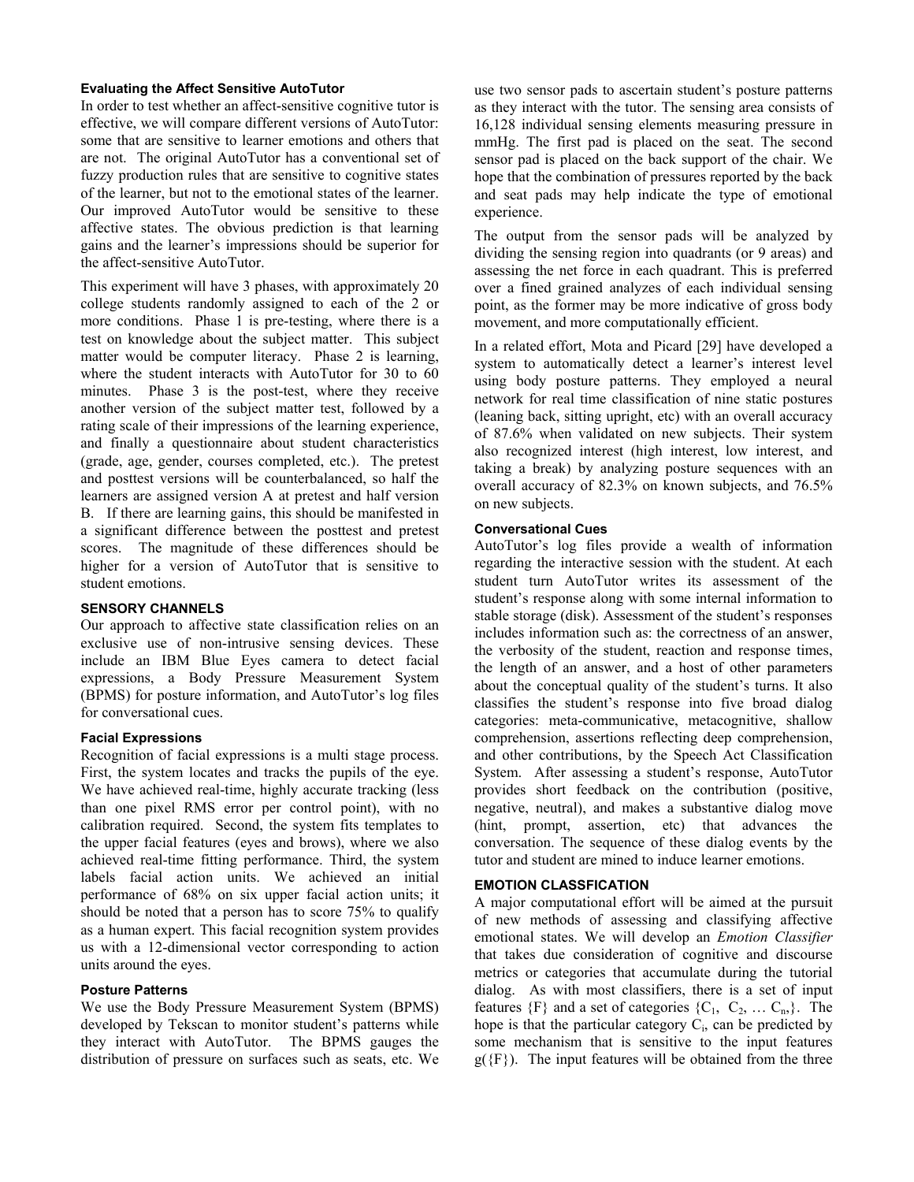### Evaluating the Affect Sensitive AutoTutor

In order to test whether an affect-sensitive cognitive tutor is effective, we will compare different versions of AutoTutor: some that are sensitive to learner emotions and others that are not. The original AutoTutor has a conventional set of fuzzy production rules that are sensitive to cognitive states of the learner, but not to the emotional states of the learner. Our improved AutoTutor would be sensitive to these affective states. The obvious prediction is that learning gains and the learner's impressions should be superior for the affect-sensitive AutoTutor.

This experiment will have 3 phases, with approximately 20 college students randomly assigned to each of the 2 or more conditions. Phase 1 is pre-testing, where there is a test on knowledge about the subject matter. This subject matter would be computer literacy. Phase 2 is learning, where the student interacts with AutoTutor for 30 to 60 minutes. Phase 3 is the post-test, where they receive another version of the subject matter test, followed by a rating scale of their impressions of the learning experience, and finally a questionnaire about student characteristics (grade, age, gender, courses completed, etc.). The pretest and posttest versions will be counterbalanced, so half the learners are assigned version A at pretest and half version B. If there are learning gains, this should be manifested in a significant difference between the posttest and pretest scores. The magnitude of these differences should be higher for a version of AutoTutor that is sensitive to student emotions.

## SENSORY CHANNELS

Our approach to affective state classification relies on an exclusive use of non-intrusive sensing devices. These include an IBM Blue Eyes camera to detect facial expressions, a Body Pressure Measurement System (BPMS) for posture information, and AutoTutor's log files for conversational cues.

### Facial Expressions

Recognition of facial expressions is a multi stage process. First, the system locates and tracks the pupils of the eye. We have achieved real-time, highly accurate tracking (less than one pixel RMS error per control point), with no calibration required. Second, the system fits templates to the upper facial features (eyes and brows), where we also achieved real-time fitting performance. Third, the system labels facial action units. We achieved an initial performance of 68% on six upper facial action units; it should be noted that a person has to score 75% to qualify as a human expert. This facial recognition system provides us with a 12-dimensional vector corresponding to action units around the eyes.

### Posture Patterns

We use the Body Pressure Measurement System (BPMS) developed by Tekscan to monitor student's patterns while they interact with AutoTutor. The BPMS gauges the distribution of pressure on surfaces such as seats, etc. We use two sensor pads to ascertain student's posture patterns as they interact with the tutor. The sensing area consists of 16,128 individual sensing elements measuring pressure in mmHg. The first pad is placed on the seat. The second sensor pad is placed on the back support of the chair. We hope that the combination of pressures reported by the back and seat pads may help indicate the type of emotional experience.

The output from the sensor pads will be analyzed by dividing the sensing region into quadrants (or 9 areas) and assessing the net force in each quadrant. This is preferred over a fined grained analyzes of each individual sensing point, as the former may be more indicative of gross body movement, and more computationally efficient.

In a related effort, Mota and Picard [29] have developed a system to automatically detect a learner's interest level using body posture patterns. They employed a neural network for real time classification of nine static postures (leaning back, sitting upright, etc) with an overall accuracy of 87.6% when validated on new subjects. Their system also recognized interest (high interest, low interest, and taking a break) by analyzing posture sequences with an overall accuracy of 82.3% on known subjects, and 76.5% on new subjects.

### Conversational Cues

AutoTutor's log files provide a wealth of information regarding the interactive session with the student. At each student turn AutoTutor writes its assessment of the student's response along with some internal information to stable storage (disk). Assessment of the student's responses includes information such as: the correctness of an answer, the verbosity of the student, reaction and response times, the length of an answer, and a host of other parameters about the conceptual quality of the student's turns. It also classifies the student's response into five broad dialog categories: meta-communicative, metacognitive, shallow comprehension, assertions reflecting deep comprehension, and other contributions, by the Speech Act Classification System. After assessing a student's response, AutoTutor provides short feedback on the contribution (positive, negative, neutral), and makes a substantive dialog move (hint, prompt, assertion, etc) that advances the conversation. The sequence of these dialog events by the tutor and student are mined to induce learner emotions.

## EMOTION CLASSFICATION

A major computational effort will be aimed at the pursuit of new methods of assessing and classifying affective emotional states. We will develop an *Emotion Classifier* that takes due consideration of cognitive and discourse metrics or categories that accumulate during the tutorial dialog. As with most classifiers, there is a set of input features $\{F\}$ and a set of categories $\{C_1, C_2, \ldots C_n,\}$. The hope is that the particular category $C_i$, can be predicted by some mechanism that is sensitive to the input features $g(\{F\})$. The input features will be obtained from the three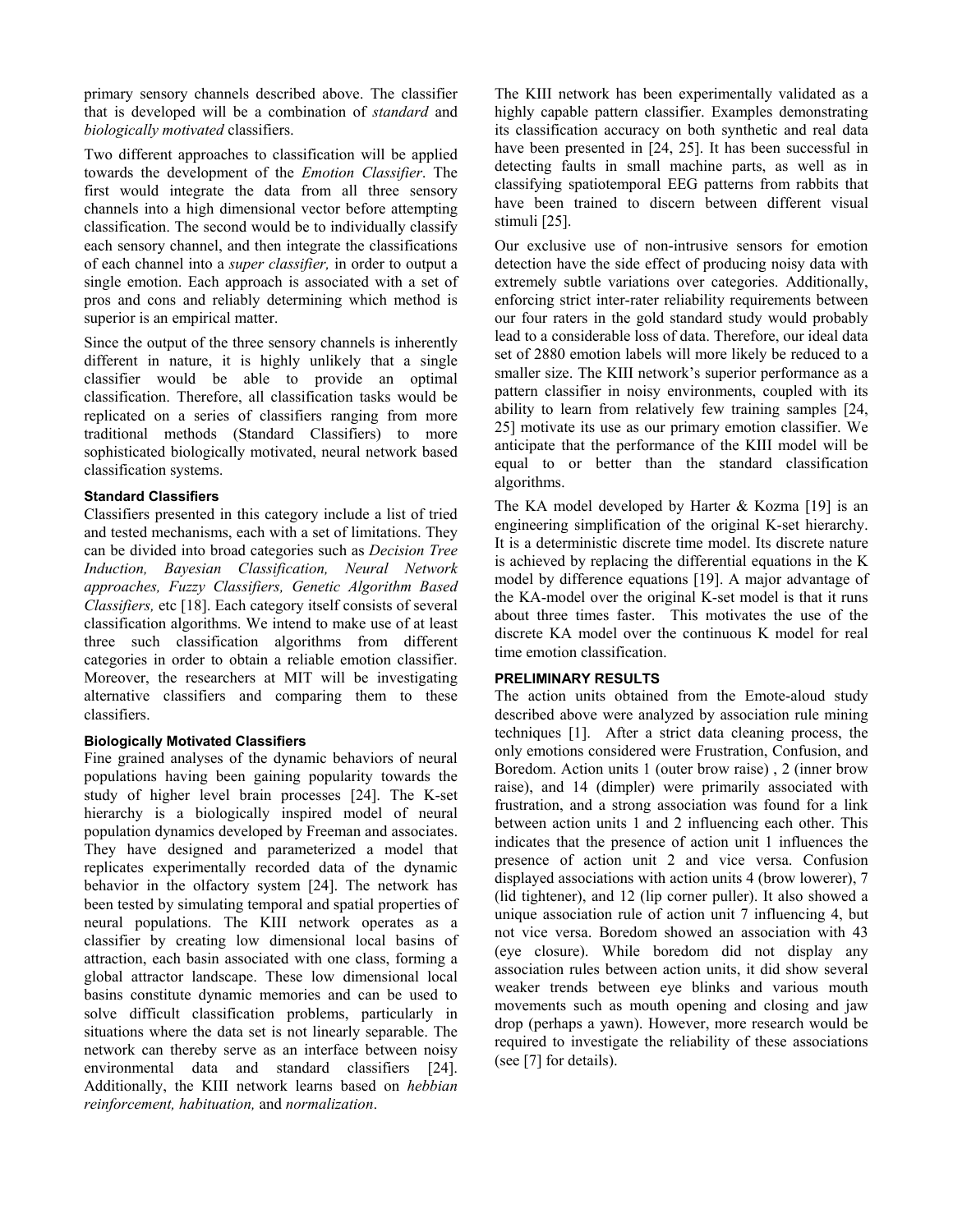primary sensory channels described above. The classifier that is developed will be a combination of *standard* and *biologically motivated* classifiers.

Two different approaches to classification will be applied towards the development of the *Emotion Classifier*. The first would integrate the data from all three sensory channels into a high dimensional vector before attempting classification. The second would be to individually classify each sensory channel, and then integrate the classifications of each channel into a *super classifier,* in order to output a single emotion. Each approach is associated with a set of pros and cons and reliably determining which method is superior is an empirical matter.

Since the output of the three sensory channels is inherently different in nature, it is highly unlikely that a single classifier would be able to provide an optimal classification. Therefore, all classification tasks would be replicated on a series of classifiers ranging from more traditional methods (Standard Classifiers) to more sophisticated biologically motivated, neural network based classification systems.

#### Standard Classifiers

Classifiers presented in this category include a list of tried and tested mechanisms, each with a set of limitations. They can be divided into broad categories such as *Decision Tree Induction, Bayesian Classification, Neural Network approaches, Fuzzy Classifiers, Genetic Algorithm Based Classifiers,* etc [18]. Each category itself consists of several classification algorithms. We intend to make use of at least three such classification algorithms from different categories in order to obtain a reliable emotion classifier. Moreover, the researchers at MIT will be investigating alternative classifiers and comparing them to these classifiers.

#### Biologically Motivated Classifiers

Fine grained analyses of the dynamic behaviors of neural populations having been gaining popularity towards the study of higher level brain processes [24]. The K-set hierarchy is a biologically inspired model of neural population dynamics developed by Freeman and associates. They have designed and parameterized a model that replicates experimentally recorded data of the dynamic behavior in the olfactory system [24]. The network has been tested by simulating temporal and spatial properties of neural populations. The KIII network operates as a classifier by creating low dimensional local basins of attraction, each basin associated with one class, forming a global attractor landscape. These low dimensional local basins constitute dynamic memories and can be used to solve difficult classification problems, particularly in situations where the data set is not linearly separable. The network can thereby serve as an interface between noisy environmental data and standard classifiers [24]. Additionally, the KIII network learns based on *hebbian reinforcement, habituation,* and *normalization*.

The KIII network has been experimentally validated as a highly capable pattern classifier. Examples demonstrating its classification accuracy on both synthetic and real data have been presented in [24, 25]. It has been successful in detecting faults in small machine parts, as well as in classifying spatiotemporal EEG patterns from rabbits that have been trained to discern between different visual stimuli [25].

Our exclusive use of non-intrusive sensors for emotion detection have the side effect of producing noisy data with extremely subtle variations over categories. Additionally, enforcing strict inter-rater reliability requirements between our four raters in the gold standard study would probably lead to a considerable loss of data. Therefore, our ideal data set of 2880 emotion labels will more likely be reduced to a smaller size. The KIII network's superior performance as a pattern classifier in noisy environments, coupled with its ability to learn from relatively few training samples [24, 25] motivate its use as our primary emotion classifier. We anticipate that the performance of the KIII model will be equal to or better than the standard classification algorithms.

The KA model developed by Harter & Kozma [19] is an engineering simplification of the original K-set hierarchy. It is a deterministic discrete time model. Its discrete nature is achieved by replacing the differential equations in the K model by difference equations [19]. A major advantage of the KA-model over the original K-set model is that it runs about three times faster. This motivates the use of the discrete KA model over the continuous K model for real time emotion classification.

### PRELIMINARY RESULTS

The action units obtained from the Emote-aloud study described above were analyzed by association rule mining techniques [1]. After a strict data cleaning process, the only emotions considered were Frustration, Confusion, and Boredom. Action units 1 (outer brow raise) , 2 (inner brow raise), and 14 (dimpler) were primarily associated with frustration, and a strong association was found for a link between action units 1 and 2 influencing each other. This indicates that the presence of action unit 1 influences the presence of action unit 2 and vice versa. Confusion displayed associations with action units 4 (brow lowerer), 7 (lid tightener), and 12 (lip corner puller). It also showed a unique association rule of action unit 7 influencing 4, but not vice versa. Boredom showed an association with 43 (eye closure). While boredom did not display any association rules between action units, it did show several weaker trends between eye blinks and various mouth movements such as mouth opening and closing and jaw drop (perhaps a yawn). However, more research would be required to investigate the reliability of these associations (see [7] for details).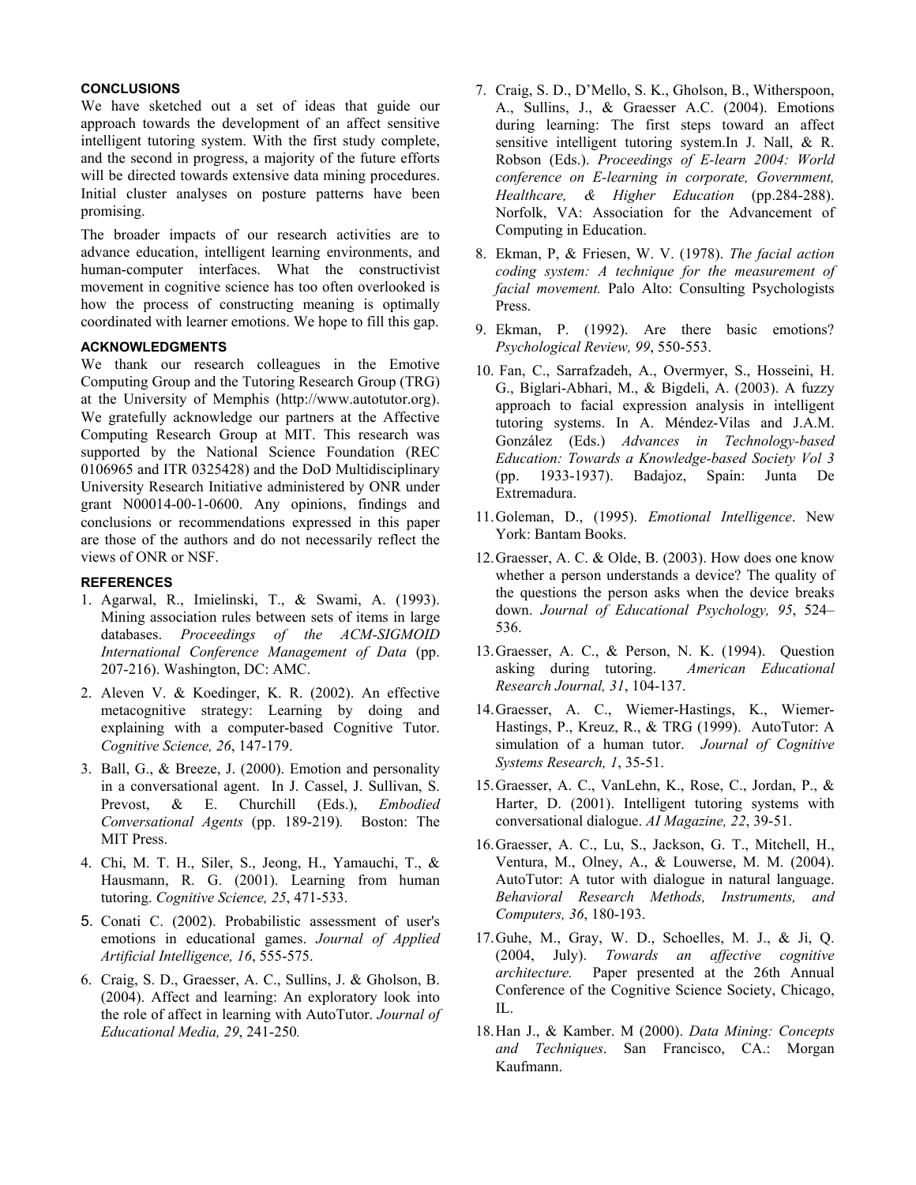## CONCLUSIONS

We have sketched out a set of ideas that guide our approach towards the development of an affect sensitive intelligent tutoring system. With the first study complete, and the second in progress, a majority of the future efforts will be directed towards extensive data mining procedures. Initial cluster analyses on posture patterns have been promising.

The broader impacts of our research activities are to advance education, intelligent learning environments, and human-computer interfaces. What the constructivist movement in cognitive science has too often overlooked is how the process of constructing meaning is optimally coordinated with learner emotions. We hope to fill this gap.

## ACKNOWLEDGMENTS

We thank our research colleagues in the Emotive Computing Group and the Tutoring Research Group (TRG) at the University of Memphis (http://www.autotutor.org). We gratefully acknowledge our partners at the Affective Computing Research Group at MIT. This research was supported by the National Science Foundation (REC 0106965 and ITR 0325428) and the DoD Multidisciplinary University Research Initiative administered by ONR under grant N00014-00-1-0600. Any opinions, findings and conclusions or recommendations expressed in this paper are those of the authors and do not necessarily reflect the views of ONR or NSF.

## REFERENCES

1. Agarwal, R., Imielinski, T., & Swami, A. (1993). Mining association rules between sets of items in large databases. *Proceedings of the ACM-SIGMOID International Conference Management of Data* (pp. 207-216). Washington, DC: AMC.
2. Aleven V. & Koedinger, K. R. (2002). An effective metacognitive strategy: Learning by doing and explaining with a computer-based Cognitive Tutor. *Cognitive Science, 26*, 147-179.
3. Ball, G., & Breeze, J. (2000). Emotion and personality in a conversational agent. In J. Cassel, J. Sullivan, S. Prevost, & E. Churchill (Eds.), *Embodied Conversational Agents* (pp. 189-219). Boston: The MIT Press.
4. Chi, M. T. H., Siler, S., Jeong, H., Yamauchi, T., & Hausmann, R. G. (2001). Learning from human tutoring. *Cognitive Science, 25*, 471-533.
5. Conati C. (2002). Probabilistic assessment of user's emotions in educational games. *Journal of Applied Artificial Intelligence, 16*, 555-575.
6. Craig, S. D., Graesser, A. C., Sullins, J. & Gholson, B. (2004). Affect and learning: An exploratory look into the role of affect in learning with AutoTutor. *Journal of Educational Media, 29*, 241-250.
7. Craig, S. D., D'Mello, S. K., Gholson, B., Witherspoon, A., Sullins, J., & Graesser A.C. (2004). Emotions during learning: The first steps toward an affect sensitive intelligent tutoring system.In J. Nall, & R. Robson (Eds.). *Proceedings of E-learn 2004: World conference on E-learning in corporate, Government, Healthcare, & Higher Education* (pp.284-288). Norfolk, VA: Association for the Advancement of Computing in Education.
8. Ekman, P, & Friesen, W. V. (1978). *The facial action coding system: A technique for the measurement of facial movement.* Palo Alto: Consulting Psychologists Press.
9. Ekman, P. (1992). Are there basic emotions? *Psychological Review, 99*, 550-553.
10. Fan, C., Sarrafzadeh, A., Overmyer, S., Hosseini, H. G., Biglari-Abhari, M., & Bigdeli, A. (2003). A fuzzy approach to facial expression analysis in intelligent tutoring systems. In A. Méndez-Vilas and J.A.M. González (Eds.) *Advances in Technology-based Education: Towards a Knowledge-based Society Vol 3* (pp. 1933-1937). Badajoz, Spain: Junta De Extremadura.
11. Goleman, D., (1995). *Emotional Intelligence*. New York: Bantam Books.
12. Graesser, A. C. & Olde, B. (2003). How does one know whether a person understands a device? The quality of the questions the person asks when the device breaks down. *Journal of Educational Psychology, 95*, 524–536.
13. Graesser, A. C., & Person, N. K. (1994). Question asking during tutoring. *American Educational Research Journal, 31*, 104-137.
14. Graesser, A. C., Wiemer-Hastings, K., Wiemer-Hastings, P., Kreuz, R., & TRG (1999). AutoTutor: A simulation of a human tutor. *Journal of Cognitive Systems Research, 1*, 35-51.
15. Graesser, A. C., VanLehn, K., Rose, C., Jordan, P., & Harter, D. (2001). Intelligent tutoring systems with conversational dialogue. *AI Magazine, 22*, 39-51.
16. Graesser, A. C., Lu, S., Jackson, G. T., Mitchell, H., Ventura, M., Olney, A., & Louwerse, M. M. (2004). AutoTutor: A tutor with dialogue in natural language. *Behavioral Research Methods, Instruments, and Computers, 36*, 180-193.
17. Guhe, M., Gray, W. D., Schoelles, M. J., & Ji, Q. (2004, July). *Towards an affective cognitive architecture.* Paper presented at the 26th Annual Conference of the Cognitive Science Society, Chicago, IL.
18. Han J., & Kamber. M (2000). *Data Mining: Concepts and Techniques*. San Francisco, CA.: Morgan Kaufmann.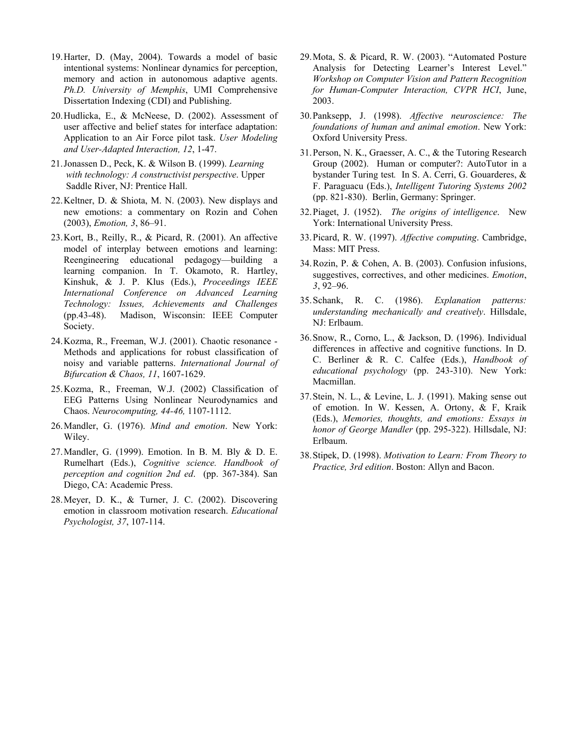19. Harter, D. (May, 2004). Towards a model of basic intentional systems: Nonlinear dynamics for perception, memory and action in autonomous adaptive agents. *Ph.D. University of Memphis*, UMI Comprehensive Dissertation Indexing (CDI) and Publishing.

20. Hudlicka, E., & McNeese, D. (2002). Assessment of user affective and belief states for interface adaptation: Application to an Air Force pilot task. *User Modeling and User-Adapted Interaction, 12*, 1-47.

21. Jonassen D., Peck, K. & Wilson B. (1999). *Learning with technology: A constructivist perspective*. Upper Saddle River, NJ: Prentice Hall.

22. Keltner, D. & Shiota, M. N. (2003). New displays and new emotions: a commentary on Rozin and Cohen (2003), *Emotion, 3*, 86–91.

23. Kort, B., Reilly, R., & Picard, R. (2001). An affective model of interplay between emotions and learning: Reengineering educational pedagogy—building a learning companion. In T. Okamoto, R. Hartley, Kinshuk, & J. P. Klus (Eds.), *Proceedings IEEE International Conference on Advanced Learning Technology: Issues, Achievements and Challenges* (pp.43-48). Madison, Wisconsin: IEEE Computer Society.

24. Kozma, R., Freeman, W.J. (2001). Chaotic resonance - Methods and applications for robust classification of noisy and variable patterns. *International Journal of Bifurcation & Chaos, 11*, 1607-1629.

25. Kozma, R., Freeman, W.J. (2002) Classification of EEG Patterns Using Nonlinear Neurodynamics and Chaos. *Neurocomputing, 44-46,* 1107-1112.

26. Mandler, G. (1976). *Mind and emotion*. New York: Wiley.

27. Mandler, G. (1999). Emotion. In B. M. Bly & D. E. Rumelhart (Eds.), *Cognitive science. Handbook of perception and cognition 2nd ed*. (pp. 367-384). San Diego, CA: Academic Press.

28. Meyer, D. K., & Turner, J. C. (2002). Discovering emotion in classroom motivation research. *Educational Psychologist, 37*, 107-114.

29. Mota, S. & Picard, R. W. (2003). "Automated Posture Analysis for Detecting Learner's Interest Level." *Workshop on Computer Vision and Pattern Recognition for Human-Computer Interaction, CVPR HCI*, June, 2003.

30. Panksepp, J. (1998). *Affective neuroscience: The foundations of human and animal emotion*. New York: Oxford University Press.

31. Person, N. K., Graesser, A. C., & the Tutoring Research Group (2002). Human or computer?: AutoTutor in a bystander Turing test*.* In S. A. Cerri, G. Gouarderes, & F. Paraguacu (Eds.), *Intelligent Tutoring Systems 2002* (pp. 821-830). Berlin, Germany: Springer.

32. Piaget, J. (1952). *The origins of intelligence*. New York: International University Press.

33. Picard, R. W. (1997). *Affective computing*. Cambridge, Mass: MIT Press.

34. Rozin, P. & Cohen, A. B. (2003). Confusion infusions, suggestives, correctives, and other medicines. *Emotion*, *3*, 92–96.

35. Schank, R. C. (1986). *Explanation patterns: understanding mechanically and creatively*. Hillsdale, NJ: Erlbaum.

36. Snow, R., Corno, L., & Jackson, D. (1996). Individual differences in affective and cognitive functions. In D. C. Berliner & R. C. Calfee (Eds.), *Handbook of educational psychology* (pp. 243-310). New York: Macmillan.

37. Stein, N. L., & Levine, L. J. (1991). Making sense out of emotion. In W. Kessen, A. Ortony, & F, Kraik (Eds.), *Memories, thoughts, and emotions: Essays in honor of George Mandler* (pp. 295-322). Hillsdale, NJ: Erlbaum.

38. Stipek, D. (1998). *Motivation to Learn: From Theory to Practice, 3rd edition*. Boston: Allyn and Bacon.